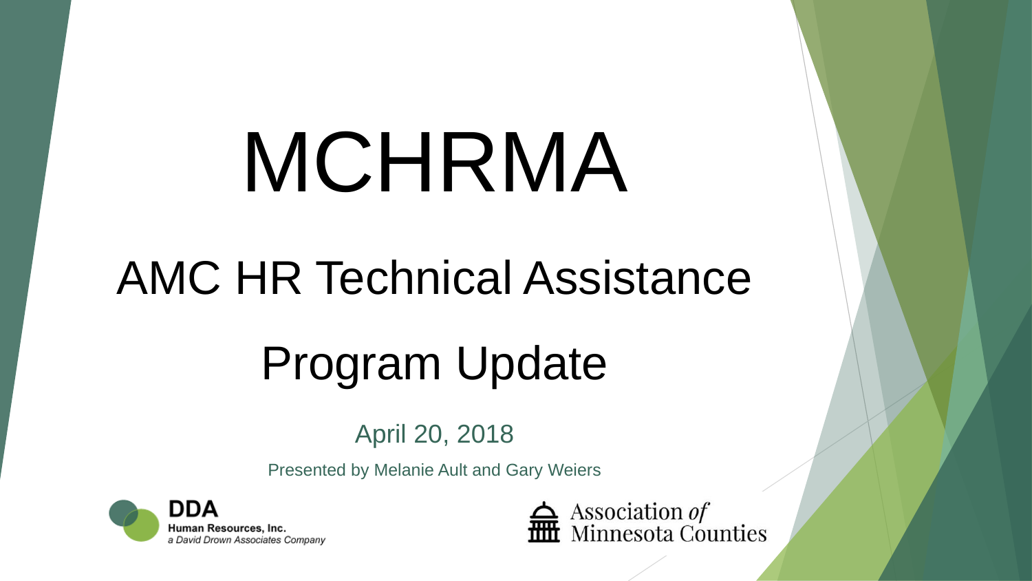# MCHRMA

## AMC HR Technical Assistance

## Program Update

April 20, 2018

Presented by Melanie Ault and Gary Weiers

**DDA**
**Human Resources, Inc.**
*a David Drown Associates Company*

Association *of* Minnesota Counties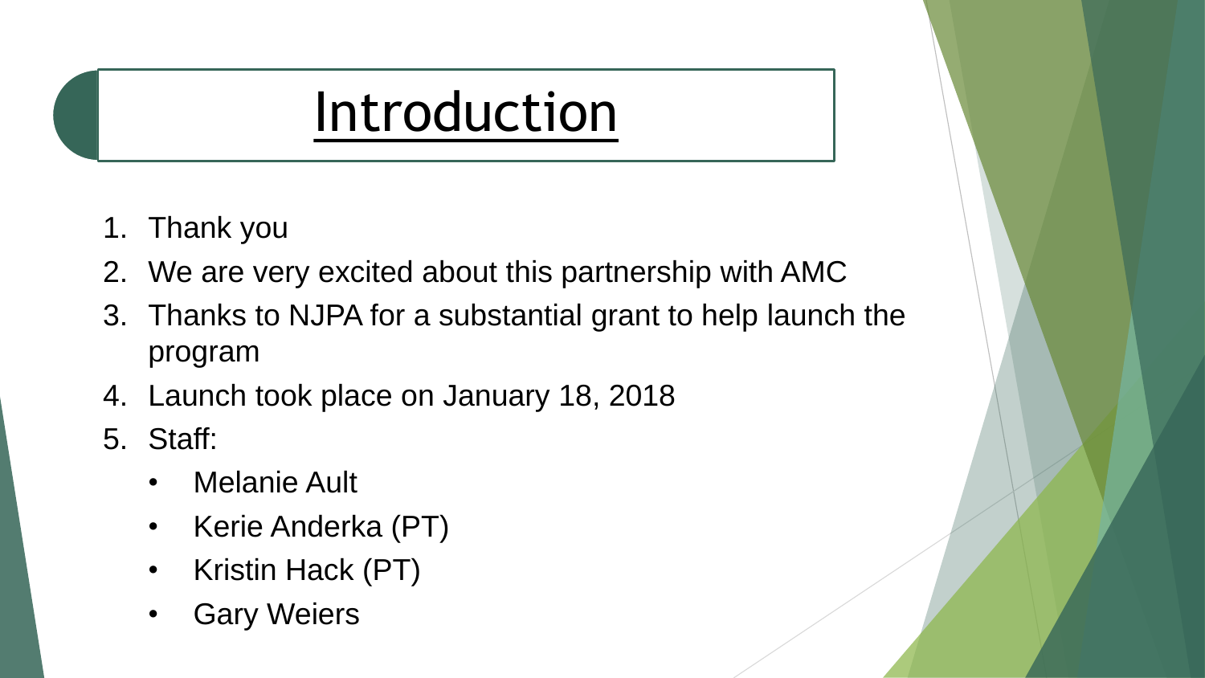# Introduction

1. Thank you
2. We are very excited about this partnership with AMC
3. Thanks to NJPA for a substantial grant to help launch the program
4. Launch took place on January 18, 2018
5. Staff:
    - Melanie Ault
    - Kerie Anderka (PT)
    - Kristin Hack (PT)
    - Gary Weiers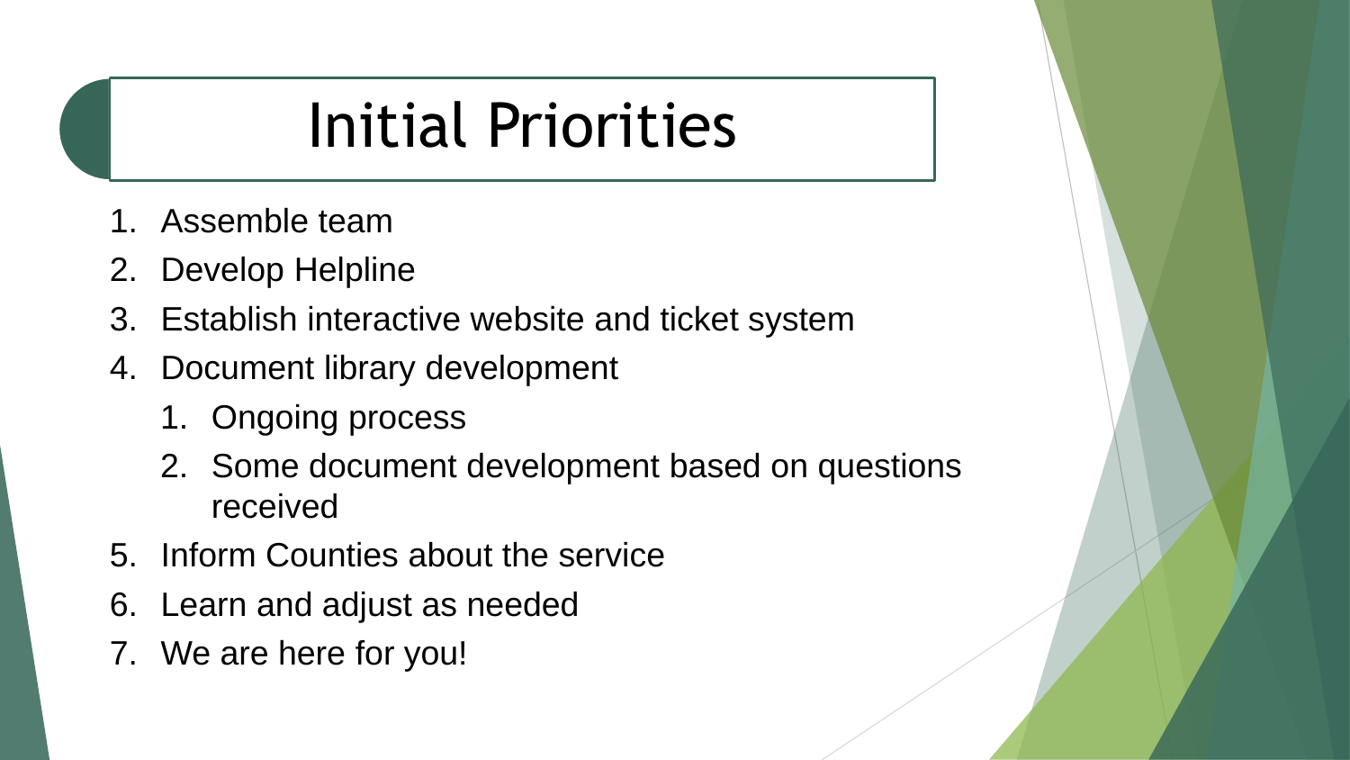# Initial Priorities

1. Assemble team
2. Develop Helpline
3. Establish interactive website and ticket system
4. Document library development
    1. Ongoing process
    2. Some document development based on questions received
5. Inform Counties about the service
6. Learn and adjust as needed
7. We are here for you!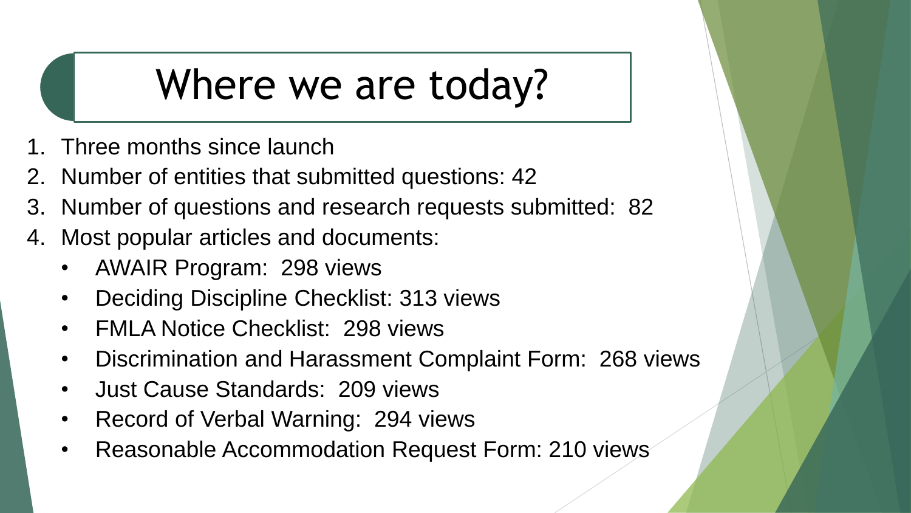# Where we are today?

1. Three months since launch
2. Number of entities that submitted questions: 42
3. Number of questions and research requests submitted: 82
4. Most popular articles and documents:
   - AWAIR Program: 298 views
   - Deciding Discipline Checklist: 313 views
   - FMLA Notice Checklist: 298 views
   - Discrimination and Harassment Complaint Form: 268 views
   - Just Cause Standards: 209 views
   - Record of Verbal Warning: 294 views
   - Reasonable Accommodation Request Form: 210 views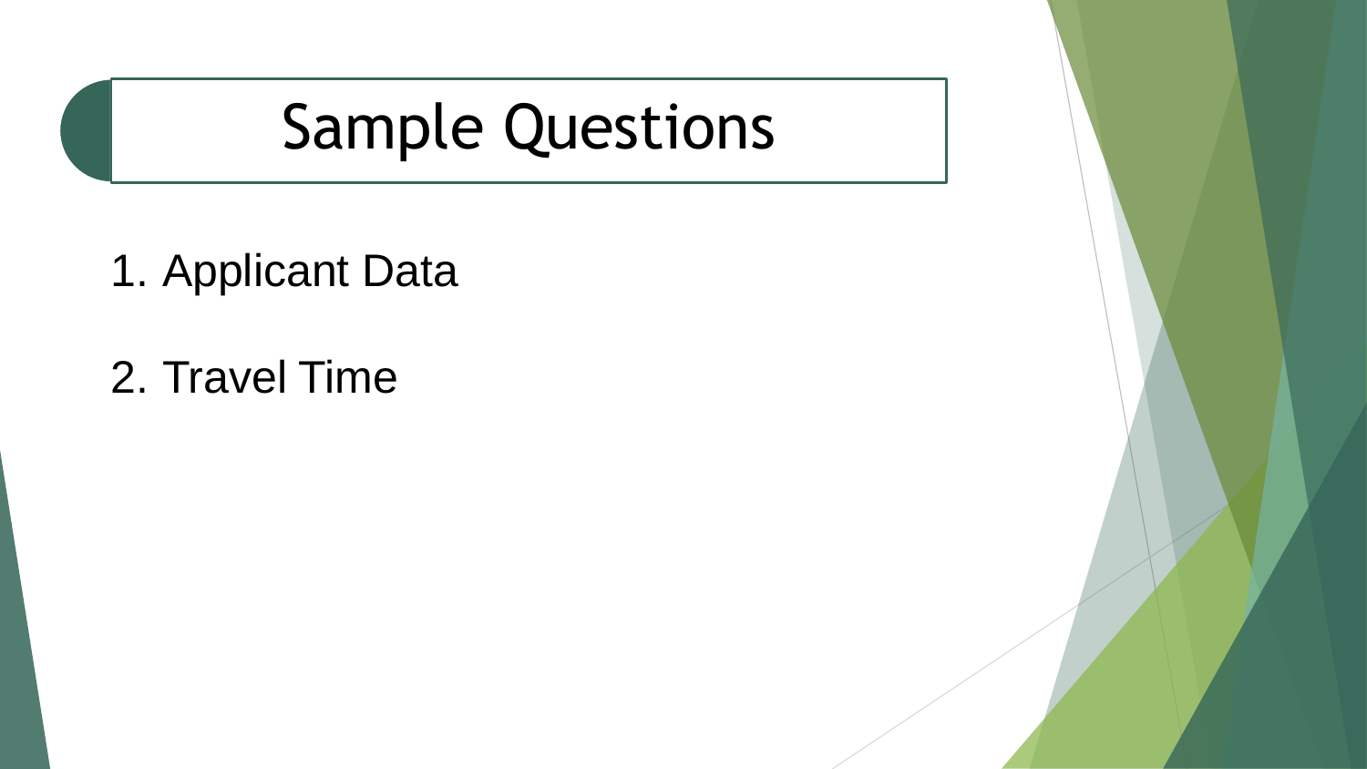# Sample Questions

1. Applicant Data
2. Travel Time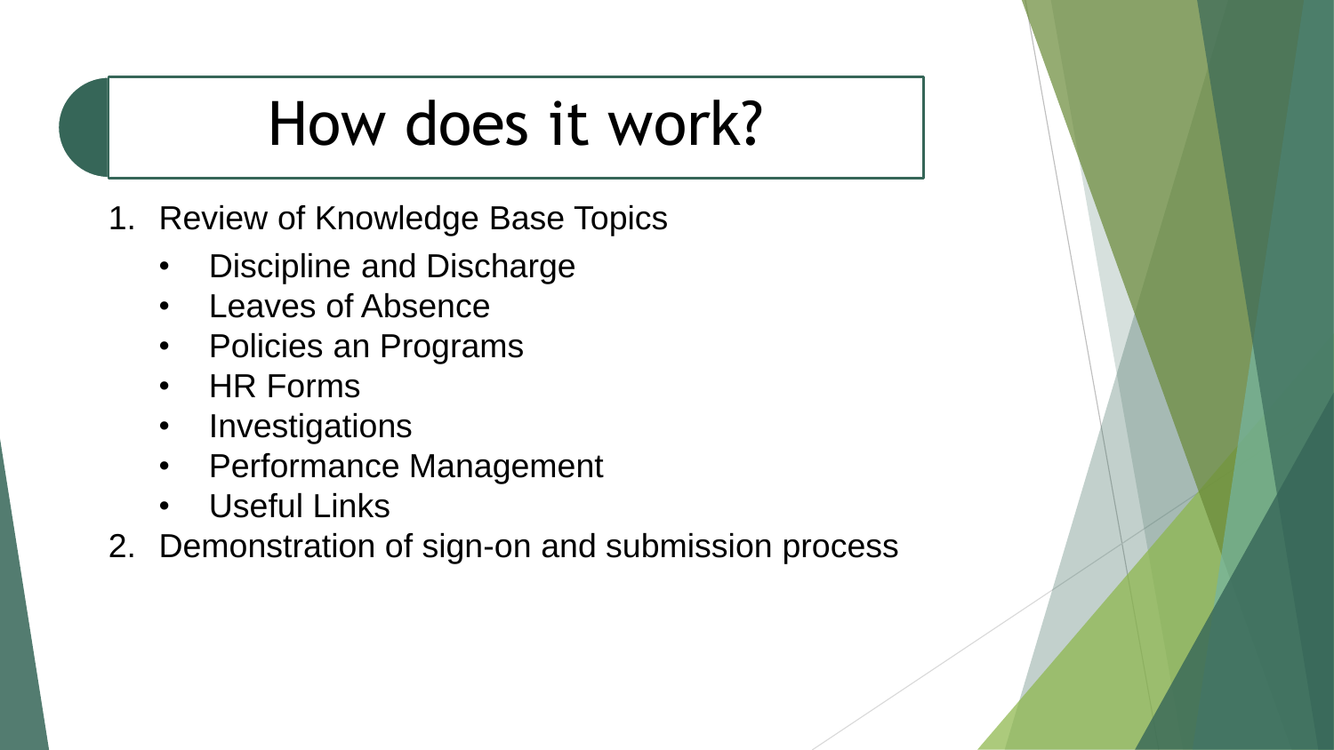# How does it work?

1. Review of Knowledge Base Topics
   - Discipline and Discharge
   - Leaves of Absence
   - Policies an Programs
   - HR Forms
   - Investigations
   - Performance Management
   - Useful Links
2. Demonstration of sign-on and submission process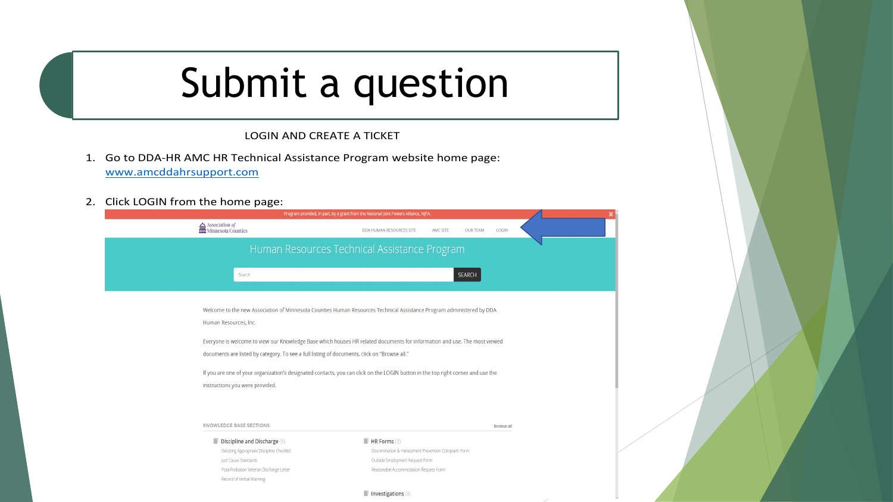# Submit a question

LOGIN AND CREATE A TICKET

1. Go to DDA-HR AMC HR Technical Assistance Program website home page: www.amcddahrsupport.com

2. Click LOGIN from the home page:

Program provided, in part, by a grant from the National Joint Powers Alliance, NJPA.

Association of Minnesota Counties

DDA HUMAN RESOURCES SITE | AMC SITE | OUR TEAM | LOGIN

Human Resources Technical Assistance Program

Search | SEARCH

Welcome to the new Association of Minnesota Counties Human Resources Technical Assistance Program administered by DDA Human Resources, Inc.

Everyone is welcome to view our Knowledge Base which houses HR related documents for information and use. The most viewed documents are listed by category. To see a full listing of documents, click on "Browse all."

If you are one of your organization's designated contacts, you can click on the LOGIN button in the top right corner and use the instructions you were provided.

KNOWLEDGE BASE SECTIONS | Browse all

Discipline and Discharge (5)
- Deciding Appropriate Discipline Checklist
- Just Cause Standards
- Post-Probation Veteran Discharge Letter
- Record of Verbal Warning

HR Forms (3)
- Discrimination & Harassment Prevention Complaint Form
- Outside Employment Request Form
- Reasonable Accommodation Request Form

Investigations (8)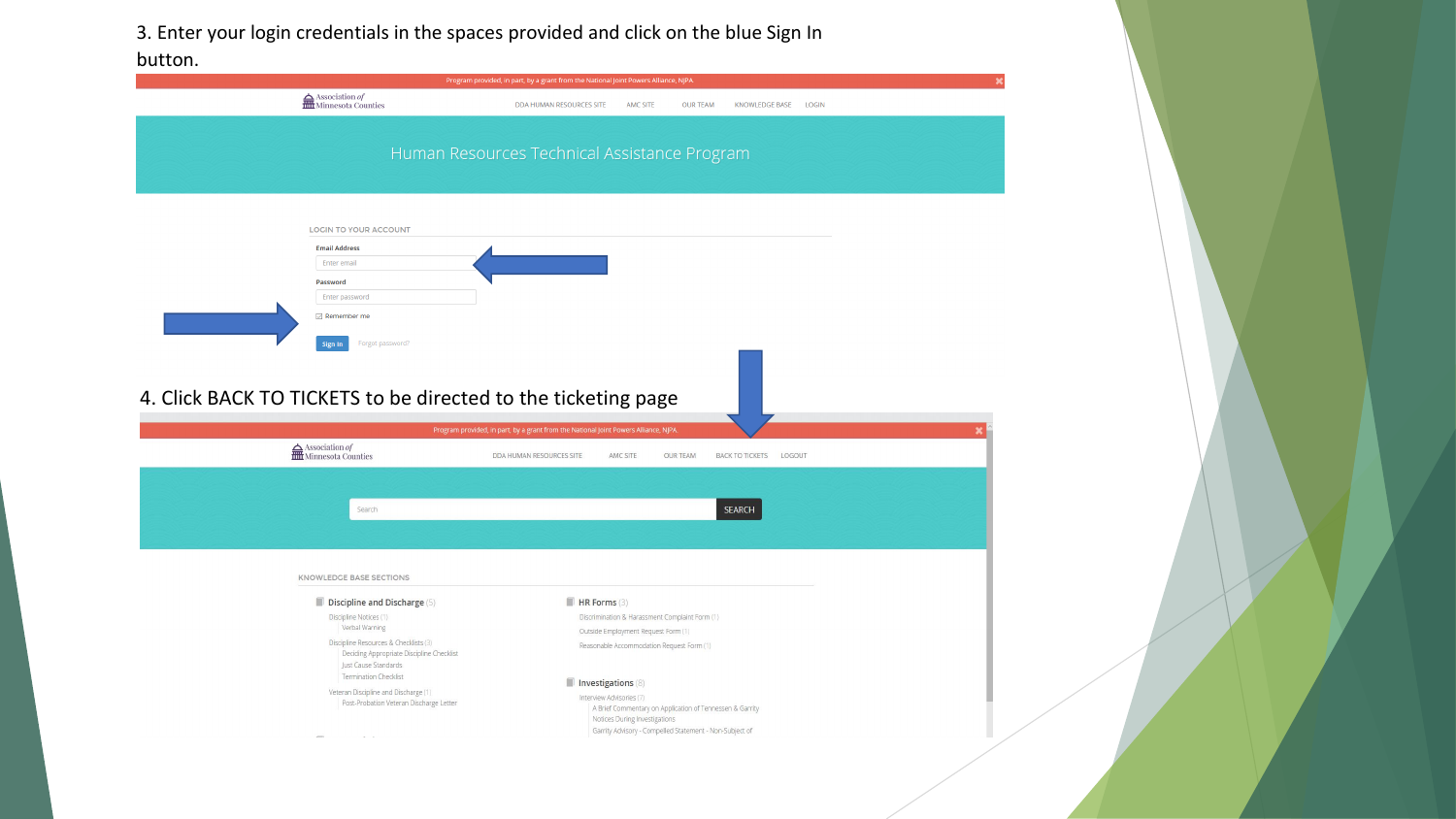3. Enter your login credentials in the spaces provided and click on the blue Sign In button.

Program provided, in part, by a grant from the National Joint Powers Alliance, NJPA

Association of Minnesota Counties

DDA HUMAN RESOURCES SITE AMC SITE OUR TEAM KNOWLEDGE BASE LOGIN

Human Resources Technical Assistance Program

LOGIN TO YOUR ACCOUNT

Email Address

Enter email

Password

Enter password

Remember me

Sign In Forgot password?

4. Click BACK TO TICKETS to be directed to the ticketing page

Program provided, in part, by a grant from the National Joint Powers Alliance, NJPA

Association of Minnesota Counties

DDA HUMAN RESOURCES SITE AMC SITE OUR TEAM BACK TO TICKETS LOGOUT

Search SEARCH

KNOWLEDGE BASE SECTIONS

Discipline and Discharge (5)
- Discipline Notices (1)
  - Verbal Warning
- Discipline Resources & Checklists (3)
  - Deciding Appropriate Discipline Checklist
  - Just Cause Standards
  - Termination Checklist
- Veteran Discipline and Discharge (1)
  - Post-Probation Veteran Discharge Letter

HR Forms (3)
- Discrimination & Harassment Complaint Form (1)
- Outside Employment Request Form (1)
- Reasonable Accommodation Request Form (1)

Investigations (6)
- Interview Advisories (7)
  - A Brief Commentary on Application of Tennessen & Garrity Notices During Investigations
  - Garrity Advisory - Compelled Statement - Non-Subject of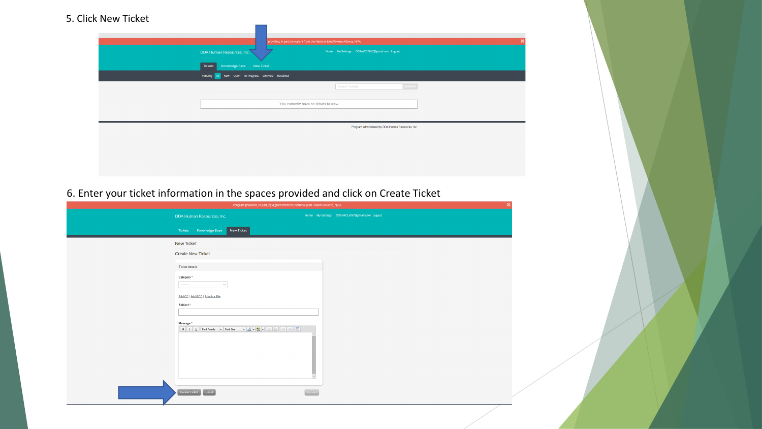5. Click New Ticket

6. Enter your ticket information in the spaces provided and click on Create Ticket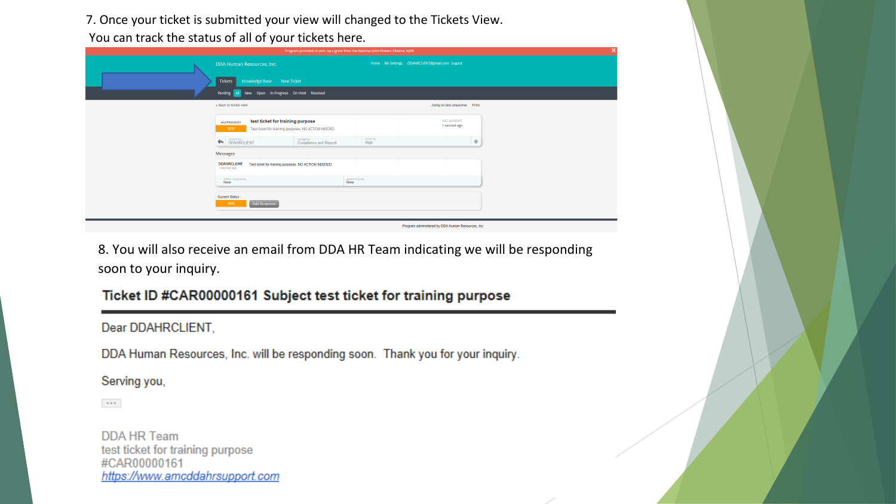7. Once your ticket is submitted your view will changed to the Tickets View.
 You can track the status of all of your tickets here.

8. You will also receive an email from DDA HR Team indicating we will be responding soon to your inquiry.

**Ticket ID #CAR00000161 Subject test ticket for training purpose**

Dear DDAHRCLIENT,

DDA Human Resources, Inc. will be responding soon. Thank you for your inquiry.

Serving you,

DDA HR Team
test ticket for training purpose
#CAR00000161
https://www.amcddahrsupport.com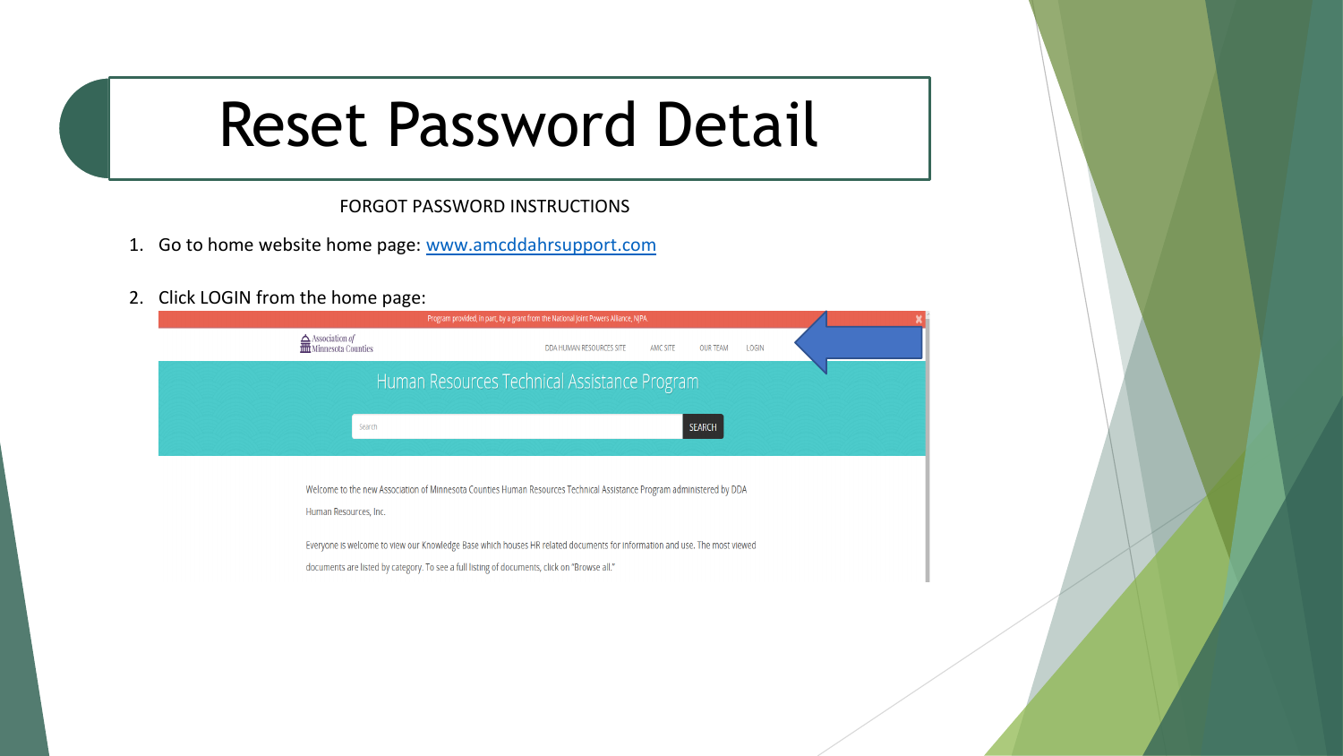# Reset Password Detail

FORGOT PASSWORD INSTRUCTIONS

1. Go to home website home page: [www.amcddahrsupport.com](http://www.amcddahrsupport.com)

2. Click LOGIN from the home page:

Program provided, in part, by a grant from the National Joint Powers Alliance, NJPA.

Association of Minnesota Counties

DDA HUMAN RESOURCES SITE  AMC SITE  OUR TEAM  LOGIN

Human Resources Technical Assistance Program

Search  SEARCH

Welcome to the new Association of Minnesota Counties Human Resources Technical Assistance Program administered by DDA Human Resources, Inc.

Everyone is welcome to view our Knowledge Base which houses HR related documents for information and use. The most viewed documents are listed by category. To see a full listing of documents, click on "Browse all."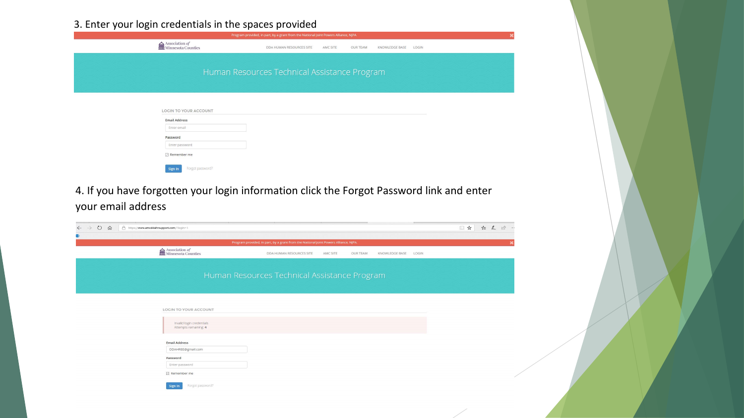3. Enter your login credentials in the spaces provided

Program provided, in part, by a grant from the National Joint Powers Alliance, NJPA.

Association of Minnesota Counties

DDA HUMAN RESOURCES SITE AMC SITE OUR TEAM KNOWLEDGE BASE LOGIN

Human Resources Technical Assistance Program

LOGIN TO YOUR ACCOUNT

Email Address

Enter email

Password

Enter password

Remember me

Sign In Forgot password?

4. If you have forgotten your login information click the Forgot Password link and enter your email address

https://www.amcddahrsupport.com/?login=1

Program provided, in part, by a grant from the National Joint Powers Alliance, NJPA.

Association of Minnesota Counties

DDA HUMAN RESOURCES SITE AMC SITE OUR TEAM KNOWLEDGE BASE LOGIN

Human Resources Technical Assistance Program

LOGIN TO YOUR ACCOUNT

Invalid login credentials
Attempts remaining: 4

Email Address

DDAHREE@gmail.com

Password

Enter password

Remember me

Sign In Forgot password?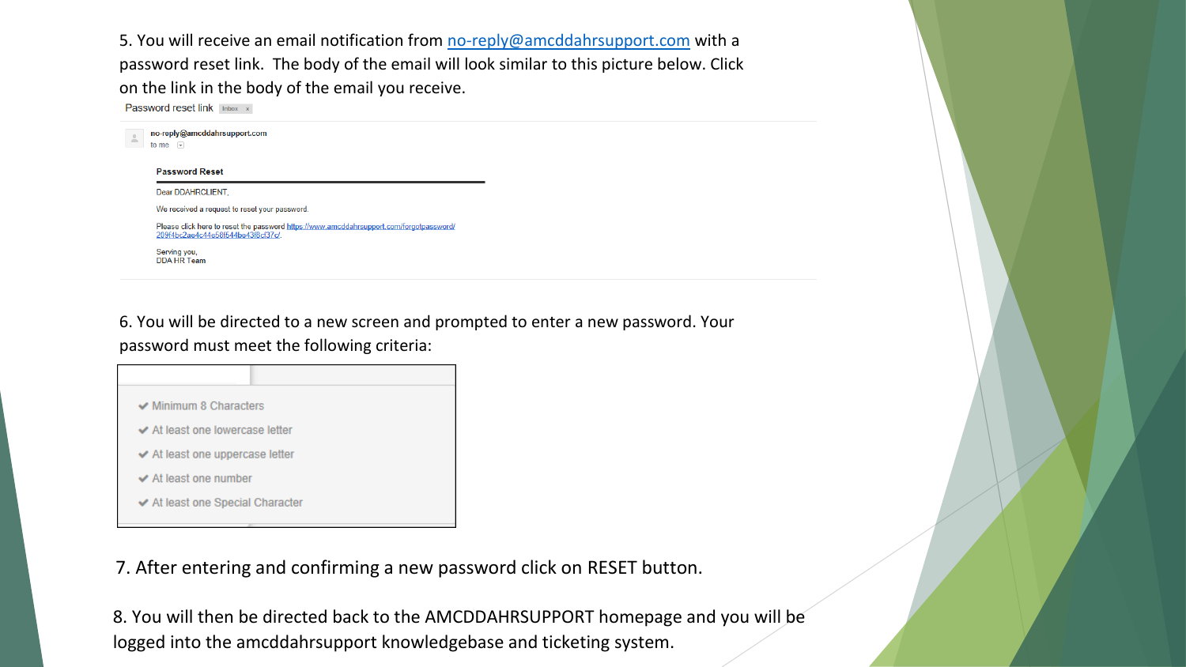5. You will receive an email notification from no-reply@amcddahrsupport.com with a password reset link. The body of the email will look similar to this picture below. Click on the link in the body of the email you receive.

Password reset link Inbox x

no-reply@amcddahrsupport.com
to me

**Password Reset**

Dear DDAHRCLIENT,

We received a request to reset your password.

Please click here to reset the password https://www.amcddahrsupport.com/forgotpassword/209f4bc2ae4c44e58f544be43f8cf37c/.

Serving you,
DDA HR Team

6. You will be directed to a new screen and prompted to enter a new password. Your password must meet the following criteria:

- ✔ Minimum 8 Characters
- ✔ At least one lowercase letter
- ✔ At least one uppercase letter
- ✔ At least one number
- ✔ At least one Special Character

7. After entering and confirming a new password click on RESET button.

8. You will then be directed back to the AMCDDAHRSUPPORT homepage and you will be logged into the amcddahrsupport knowledgebase and ticketing system.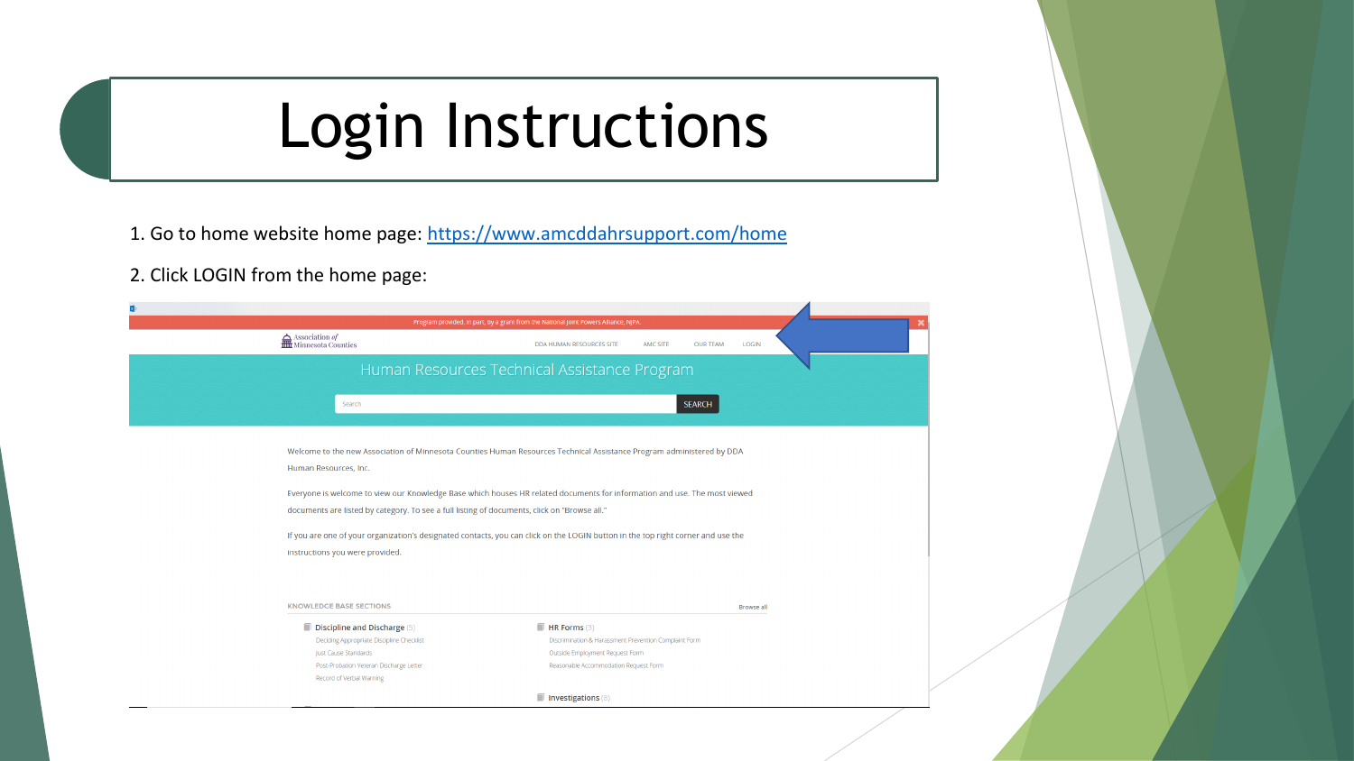# Login Instructions

1. Go to home website home page: https://www.amcddahrsupport.com/home

2. Click LOGIN from the home page: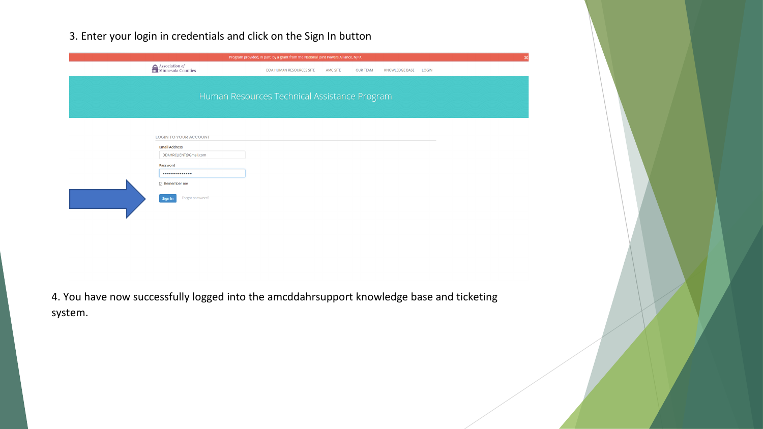3. Enter your login in credentials and click on the Sign In button

4. You have now successfully logged into the amcddahrsupport knowledge base and ticketing system.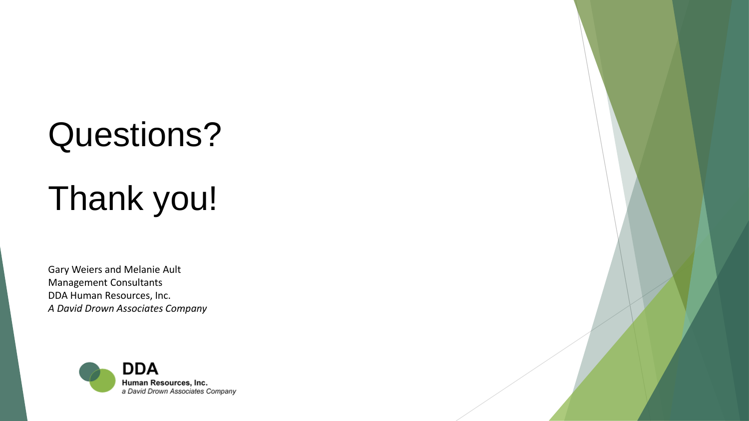# Questions?

# Thank you!

Gary Weiers and Melanie Ault
Management Consultants
DDA Human Resources, Inc.
*A David Drown Associates Company*

DDA
Human Resources, Inc.
*a David Drown Associates Company*